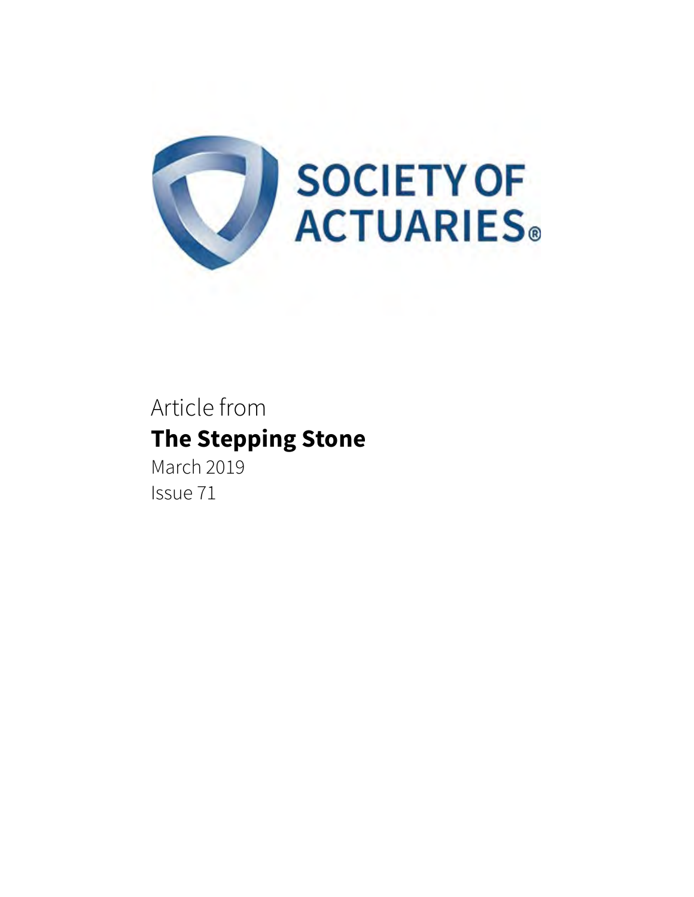SOCIETY OF ACTUARIES®

Article from

**The Stepping Stone**

March 2019

Issue 71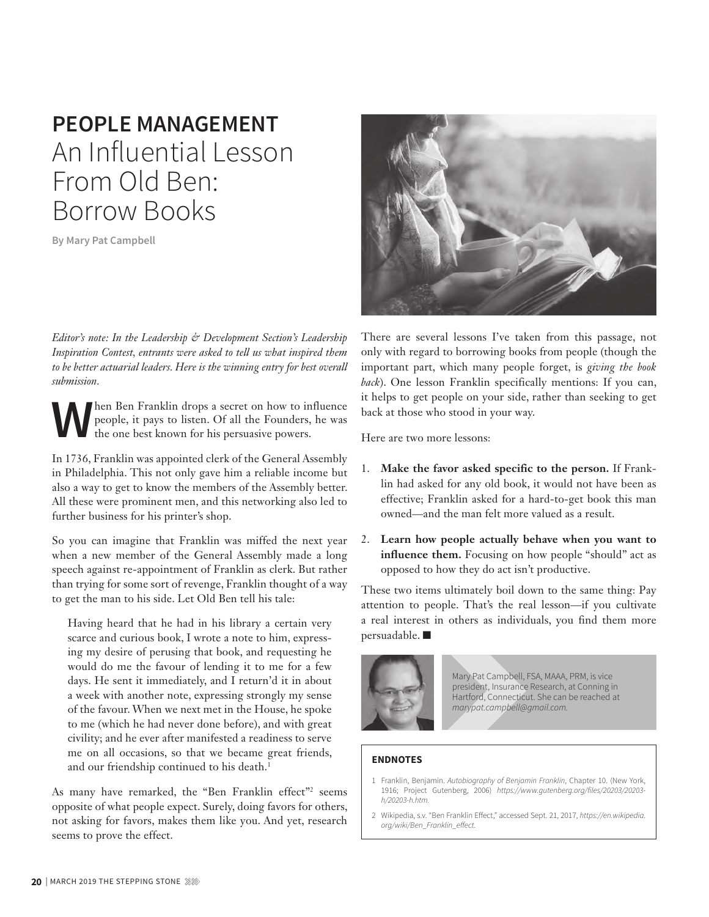# PEOPLE MANAGEMENT
## An Influential Lesson From Old Ben: Borrow Books

**By Mary Pat Campbell**

*Editor's note: In the Leadership & Development Section's Leadership Inspiration Contest, entrants were asked to tell us what inspired them to be better actuarial leaders. Here is the winning entry for best overall submission.*

When Ben Franklin drops a secret on how to influence people, it pays to listen. Of all the Founders, he was the one best known for his persuasive powers.

In 1736, Franklin was appointed clerk of the General Assembly in Philadelphia. This not only gave him a reliable income but also a way to get to know the members of the Assembly better. All these were prominent men, and this networking also led to further business for his printer's shop.

So you can imagine that Franklin was miffed the next year when a new member of the General Assembly made a long speech against re-appointment of Franklin as clerk. But rather than trying for some sort of revenge, Franklin thought of a way to get the man to his side. Let Old Ben tell his tale:

> Having heard that he had in his library a certain very scarce and curious book, I wrote a note to him, expressing my desire of perusing that book, and requesting he would do me the favour of lending it to me for a few days. He sent it immediately, and I return'd it in about a week with another note, expressing strongly my sense of the favour. When we next met in the House, he spoke to me (which he had never done before), and with great civility; and he ever after manifested a readiness to serve me on all occasions, so that we became great friends, and our friendship continued to his death.[1]

As many have remarked, the "Ben Franklin effect"[2] seems opposite of what people expect. Surely, doing favors for others, not asking for favors, makes them like you. And yet, research seems to prove the effect.

There are several lessons I've taken from this passage, not only with regard to borrowing books from people (though the important part, which many people forget, is *giving the book back*). One lesson Franklin specifically mentions: If you can, it helps to get people on your side, rather than seeking to get back at those who stood in your way.

Here are two more lessons:

1. **Make the favor asked specific to the person.** If Franklin had asked for any old book, it would not have been as effective; Franklin asked for a hard-to-get book this man owned—and the man felt more valued as a result.
2. **Learn how people actually behave when you want to influence them.** Focusing on how people "should" act as opposed to how they do act isn't productive.

These two items ultimately boil down to the same thing: Pay attention to people. That's the real lesson—if you cultivate a real interest in others as individuals, you find them more persuadable. ■

Mary Pat Campbell, FSA, MAAA, PRM, is vice president, Insurance Research, at Conning in Hartford, Connecticut. She can be reached at *marypat.campbell@gmail.com.*

### ENDNOTES

1 Franklin, Benjamin. *Autobiography of Benjamin Franklin*, Chapter 10. (New York, 1916; Project Gutenberg, 2006) *https://www.gutenberg.org/files/20203/20203-h/20203-h.htm.*

2 Wikipedia, s.v. "Ben Franklin Effect," accessed Sept. 21, 2017, *https://en.wikipedia.org/wiki/Ben_Franklin_effect.*